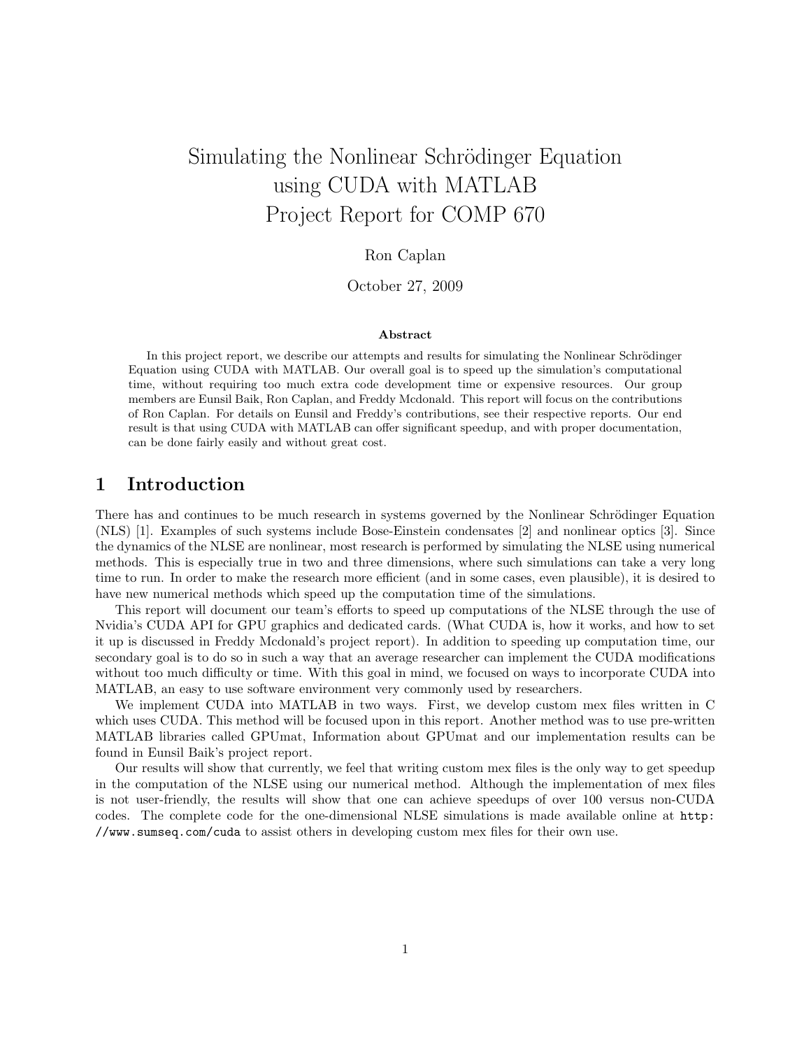# Simulating the Nonlinear Schrödinger Equation using CUDA with MATLAB
# Project Report for COMP 670

Ron Caplan

October 27, 2009

**Abstract**

In this project report, we describe our attempts and results for simulating the Nonlinear Schrödinger Equation using CUDA with MATLAB. Our overall goal is to speed up the simulation's computational time, without requiring too much extra code development time or expensive resources. Our group members are Eunsil Baik, Ron Caplan, and Freddy Mcdonald. This report will focus on the contributions of Ron Caplan. For details on Eunsil and Freddy's contributions, see their respective reports. Our end result is that using CUDA with MATLAB can offer significant speedup, and with proper documentation, can be done fairly easily and without great cost.

## 1 Introduction

There has and continues to be much research in systems governed by the Nonlinear Schrödinger Equation (NLS) [1]. Examples of such systems include Bose-Einstein condensates [2] and nonlinear optics [3]. Since the dynamics of the NLSE are nonlinear, most research is performed by simulating the NLSE using numerical methods. This is especially true in two and three dimensions, where such simulations can take a very long time to run. In order to make the research more efficient (and in some cases, even plausible), it is desired to have new numerical methods which speed up the computation time of the simulations.

This report will document our team's efforts to speed up computations of the NLSE through the use of Nvidia's CUDA API for GPU graphics and dedicated cards. (What CUDA is, how it works, and how to set it up is discussed in Freddy Mcdonald's project report). In addition to speeding up computation time, our secondary goal is to do so in such a way that an average researcher can implement the CUDA modifications without too much difficulty or time. With this goal in mind, we focused on ways to incorporate CUDA into MATLAB, an easy to use software environment very commonly used by researchers.

We implement CUDA into MATLAB in two ways. First, we develop custom mex files written in C which uses CUDA. This method will be focused upon in this report. Another method was to use pre-written MATLAB libraries called GPUmat, Information about GPUmat and our implementation results can be found in Eunsil Baik's project report.

Our results will show that currently, we feel that writing custom mex files is the only way to get speedup in the computation of the NLSE using our numerical method. Although the implementation of mex files is not user-friendly, the results will show that one can achieve speedups of over 100 versus non-CUDA codes. The complete code for the one-dimensional NLSE simulations is made available online at `http://www.sumseq.com/cuda` to assist others in developing custom mex files for their own use.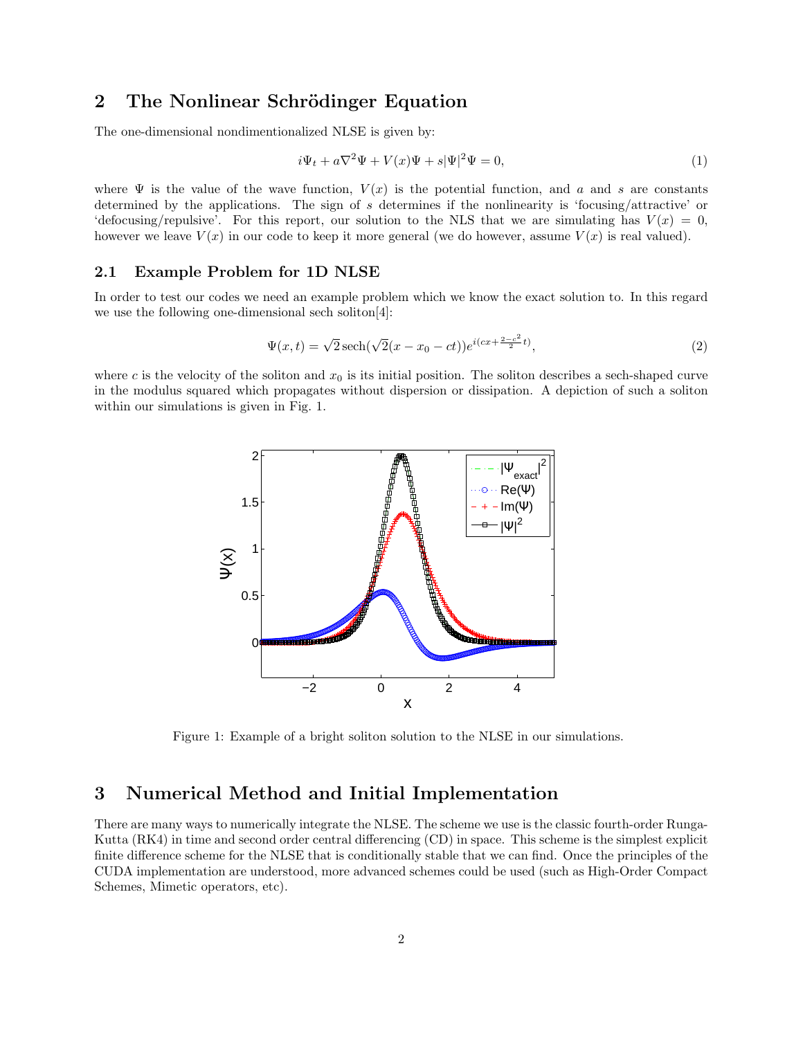## 2 The Nonlinear Schrödinger Equation

The one-dimensional nondimentionalized NLSE is given by:

$$i\Psi_t + a\nabla^2\Psi + V(x)\Psi + s|\Psi|^2\Psi = 0, \tag{1}$$

where $\Psi$ is the value of the wave function, $V(x)$ is the potential function, and $a$ and $s$ are constants determined by the applications. The sign of $s$ determines if the nonlinearity is 'focusing/attractive' or 'defocusing/repulsive'. For this report, our solution to the NLS that we are simulating has $V(x) = 0$, however we leave $V(x)$ in our code to keep it more general (we do however, assume $V(x)$ is real valued).

### 2.1 Example Problem for 1D NLSE

In order to test our codes we need an example problem which we know the exact solution to. In this regard we use the following one-dimensional sech soliton[4]:

$$\Psi(x,t) = \sqrt{2}\,\mathrm{sech}(\sqrt{2}(x - x_0 - ct))e^{i(cx + \frac{2-c^2}{2}t)}, \tag{2}$$

where $c$ is the velocity of the soliton and $x_0$ is its initial position. The soliton describes a sech-shaped curve in the modulus squared which propagates without dispersion or dissipation. A depiction of such a soliton within our simulations is given in Fig. 1.

Figure 1: Example of a bright soliton solution to the NLSE in our simulations.

## 3 Numerical Method and Initial Implementation

There are many ways to numerically integrate the NLSE. The scheme we use is the classic fourth-order Runga-Kutta (RK4) in time and second order central differencing (CD) in space. This scheme is the simplest explicit finite difference scheme for the NLSE that is conditionally stable that we can find. Once the principles of the CUDA implementation are understood, more advanced schemes could be used (such as High-Order Compact Schemes, Mimetic operators, etc).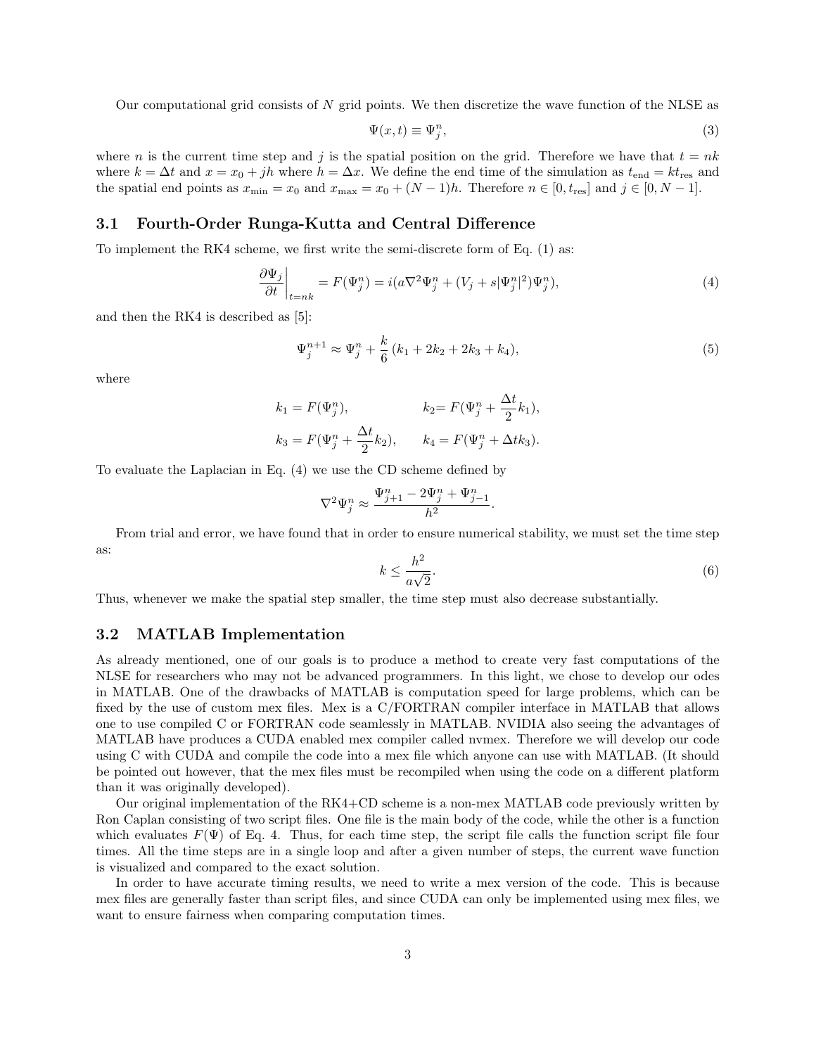Our computational grid consists of $N$ grid points. We then discretize the wave function of the NLSE as

$$\Psi(x,t) \equiv \Psi_j^n, \tag{3}$$

where $n$ is the current time step and $j$ is the spatial position on the grid. Therefore we have that $t = nk$ where $k = \Delta t$ and $x = x_0 + jh$ where $h = \Delta x$. We define the end time of the simulation as $t_{\text{end}} = kt_{\text{res}}$ and the spatial end points as $x_{\min} = x_0$ and $x_{\max} = x_0 + (N-1)h$. Therefore $n \in [0, t_{\text{res}}]$ and $j \in [0, N-1]$.

## 3.1 Fourth-Order Runga-Kutta and Central Difference

To implement the RK4 scheme, we first write the semi-discrete form of Eq. (1) as:

$$\left.\frac{\partial \Psi_j}{\partial t}\right|_{t=nk} = F(\Psi_j^n) = i(a\nabla^2\Psi_j^n + (V_j + s|\Psi_j^n|^2)\Psi_j^n), \tag{4}$$

and then the RK4 is described as [5]:

$$\Psi_j^{n+1} \approx \Psi_j^n + \frac{k}{6}\left(k_1 + 2k_2 + 2k_3 + k_4\right), \tag{5}$$

where

$$k_1 = F(\Psi_j^n), \qquad k_2 = F(\Psi_j^n + \frac{\Delta t}{2}k_1),$$

$$k_3 = F(\Psi_j^n + \frac{\Delta t}{2}k_2), \qquad k_4 = F(\Psi_j^n + \Delta t k_3).$$

To evaluate the Laplacian in Eq. (4) we use the CD scheme defined by

$$\nabla^2\Psi_j^n \approx \frac{\Psi_{j+1}^n - 2\Psi_j^n + \Psi_{j-1}^n}{h^2}.$$

From trial and error, we have found that in order to ensure numerical stability, we must set the time step as:

$$k \le \frac{h^2}{a\sqrt{2}}. \tag{6}$$

Thus, whenever we make the spatial step smaller, the time step must also decrease substantially.

## 3.2 MATLAB Implementation

As already mentioned, one of our goals is to produce a method to create very fast computations of the NLSE for researchers who may not be advanced programmers. In this light, we chose to develop our odes in MATLAB. One of the drawbacks of MATLAB is computation speed for large problems, which can be fixed by the use of custom mex files. Mex is a C/FORTRAN compiler interface in MATLAB that allows one to use compiled C or FORTRAN code seamlessly in MATLAB. NVIDIA also seeing the advantages of MATLAB have produces a CUDA enabled mex compiler called nvmex. Therefore we will develop our code using C with CUDA and compile the code into a mex file which anyone can use with MATLAB. (It should be pointed out however, that the mex files must be recompiled when using the code on a different platform than it was originally developed).

Our original implementation of the RK4+CD scheme is a non-mex MATLAB code previously written by Ron Caplan consisting of two script files. One file is the main body of the code, while the other is a function which evaluates $F(\Psi)$ of Eq. 4. Thus, for each time step, the script file calls the function script file four times. All the time steps are in a single loop and after a given number of steps, the current wave function is visualized and compared to the exact solution.

In order to have accurate timing results, we need to write a mex version of the code. This is because mex files are generally faster than script files, and since CUDA can only be implemented using mex files, we want to ensure fairness when comparing computation times.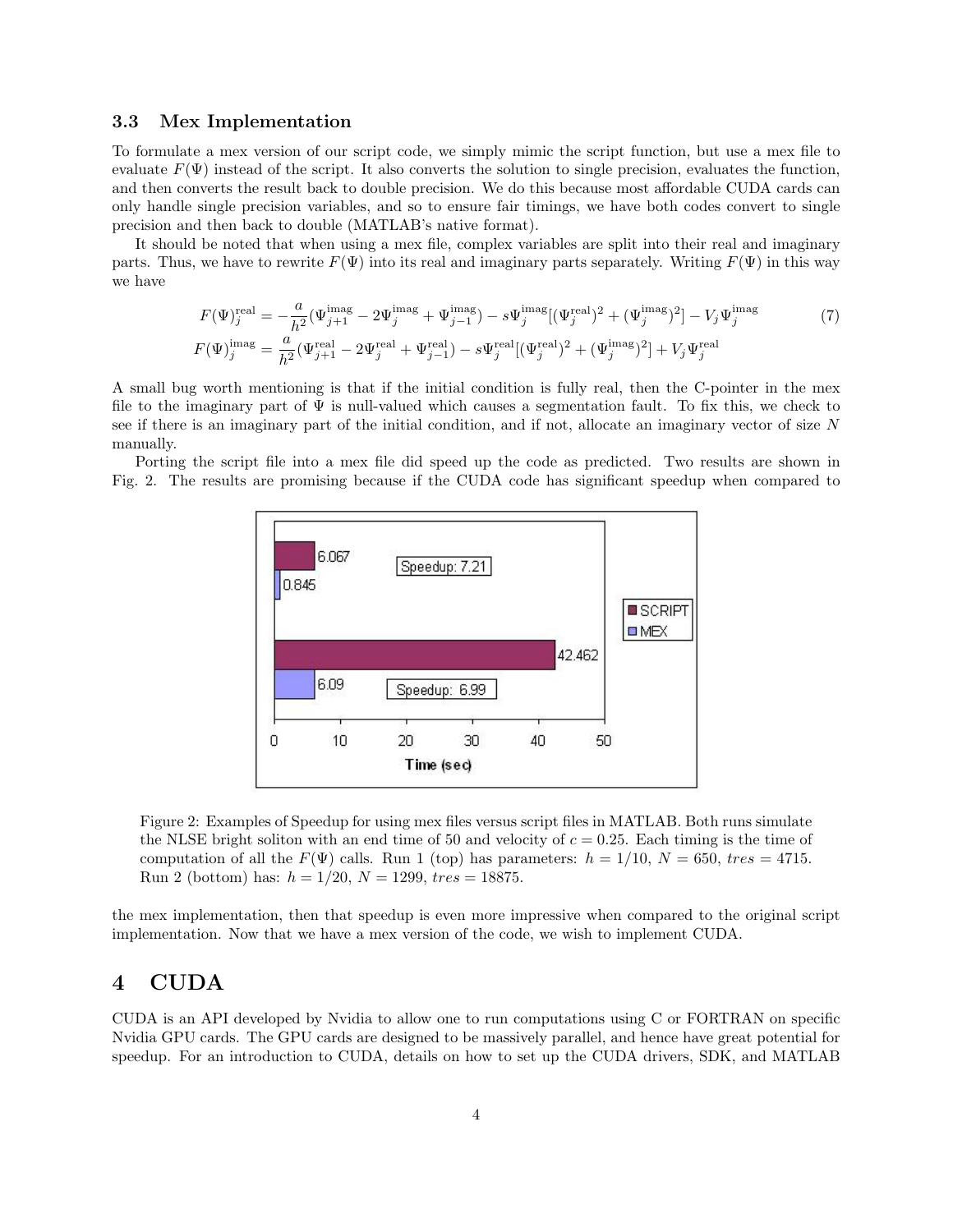### 3.3 Mex Implementation

To formulate a mex version of our script code, we simply mimic the script function, but use a mex file to evaluate $F(\Psi)$ instead of the script. It also converts the solution to single precision, evaluates the function, and then converts the result back to double precision. We do this because most affordable CUDA cards can only handle single precision variables, and so to ensure fair timings, we have both codes convert to single precision and then back to double (MATLAB's native format).

It should be noted that when using a mex file, complex variables are split into their real and imaginary parts. Thus, we have to rewrite $F(\Psi)$ into its real and imaginary parts separately. Writing $F(\Psi)$ in this way we have

$$
\begin{aligned}
F(\Psi)_j^{\text{real}} &= -\frac{a}{h^2}(\Psi_{j+1}^{\text{imag}} - 2\Psi_j^{\text{imag}} + \Psi_{j-1}^{\text{imag}}) - s\Psi_j^{\text{imag}}[(\Psi_j^{\text{real}})^2 + (\Psi_j^{\text{imag}})^2] - V_j\Psi_j^{\text{imag}} \\
F(\Psi)_j^{\text{imag}} &= \frac{a}{h^2}(\Psi_{j+1}^{\text{real}} - 2\Psi_j^{\text{real}} + \Psi_{j-1}^{\text{real}}) - s\Psi_j^{\text{real}}[(\Psi_j^{\text{real}})^2 + (\Psi_j^{\text{imag}})^2] + V_j\Psi_j^{\text{real}}
\end{aligned} \tag{7}
$$

A small bug worth mentioning is that if the initial condition is fully real, then the C-pointer in the mex file to the imaginary part of $\Psi$ is null-valued which causes a segmentation fault. To fix this, we check to see if there is an imaginary part of the initial condition, and if not, allocate an imaginary vector of size $N$ manually.

Porting the script file into a mex file did speed up the code as predicted. Two results are shown in Fig. 2. The results are promising because if the CUDA code has significant speedup when compared to

Figure 2: Examples of Speedup for using mex files versus script files in MATLAB. Both runs simulate the NLSE bright soliton with an end time of 50 and velocity of $c = 0.25$. Each timing is the time of computation of all the $F(\Psi)$ calls. Run 1 (top) has parameters: $h = 1/10$, $N = 650$, $tres = 4715$. Run 2 (bottom) has: $h = 1/20$, $N = 1299$, $tres = 18875$.

the mex implementation, then that speedup is even more impressive when compared to the original script implementation. Now that we have a mex version of the code, we wish to implement CUDA.

# 4 CUDA

CUDA is an API developed by Nvidia to allow one to run computations using C or FORTRAN on specific Nvidia GPU cards. The GPU cards are designed to be massively parallel, and hence have great potential for speedup. For an introduction to CUDA, details on how to set up the CUDA drivers, SDK, and MATLAB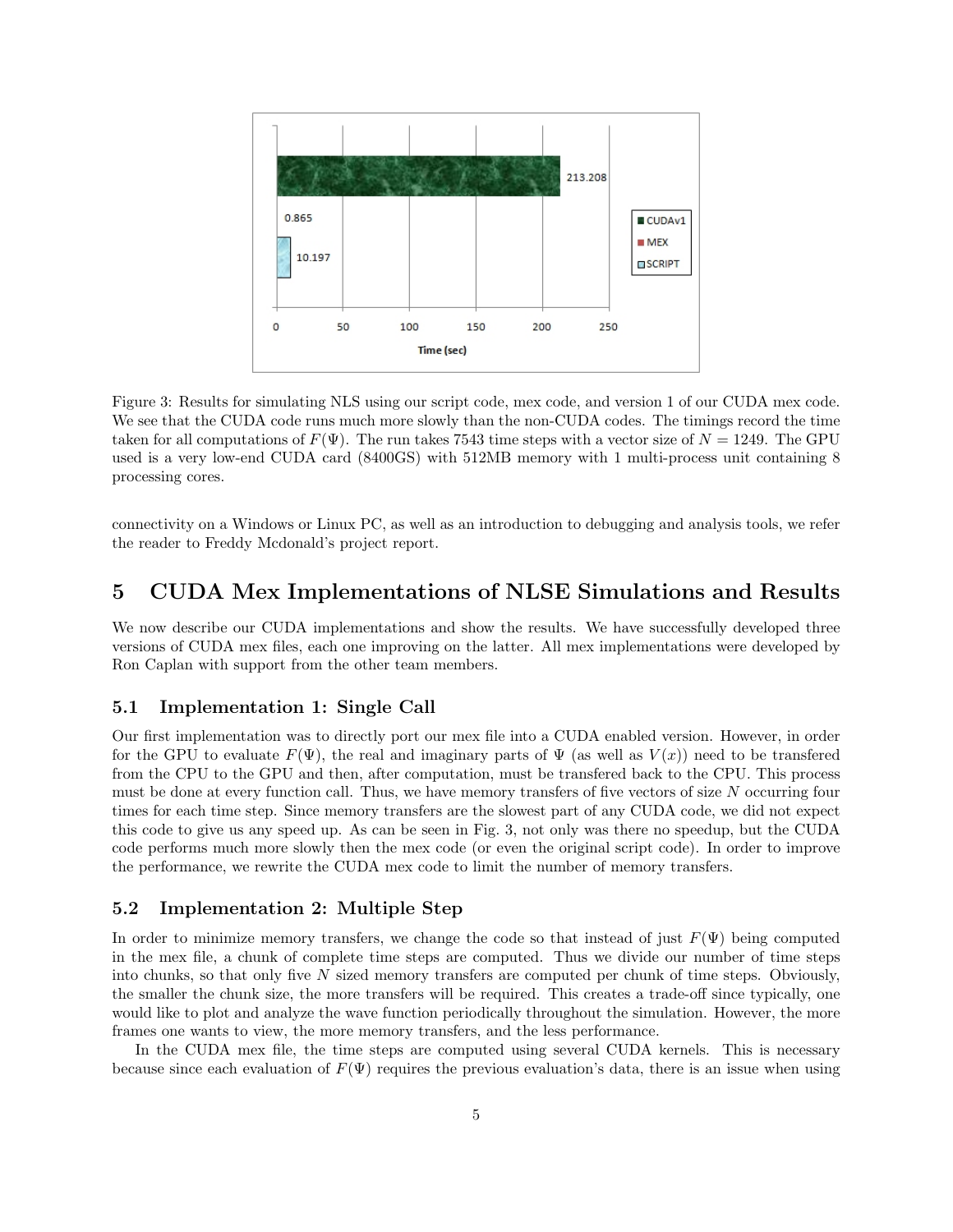Figure 3: Results for simulating NLS using our script code, mex code, and version 1 of our CUDA mex code. We see that the CUDA code runs much more slowly than the non-CUDA codes. The timings record the time taken for all computations of $F(\Psi)$. The run takes 7543 time steps with a vector size of $N = 1249$. The GPU used is a very low-end CUDA card (8400GS) with 512MB memory with 1 multi-process unit containing 8 processing cores.

connectivity on a Windows or Linux PC, as well as an introduction to debugging and analysis tools, we refer the reader to Freddy Mcdonald's project report.

## 5 CUDA Mex Implementations of NLSE Simulations and Results

We now describe our CUDA implementations and show the results. We have successfully developed three versions of CUDA mex files, each one improving on the latter. All mex implementations were developed by Ron Caplan with support from the other team members.

### 5.1 Implementation 1: Single Call

Our first implementation was to directly port our mex file into a CUDA enabled version. However, in order for the GPU to evaluate $F(\Psi)$, the real and imaginary parts of $\Psi$ (as well as $V(x)$) need to be transfered from the CPU to the GPU and then, after computation, must be transfered back to the CPU. This process must be done at every function call. Thus, we have memory transfers of five vectors of size $N$ occurring four times for each time step. Since memory transfers are the slowest part of any CUDA code, we did not expect this code to give us any speed up. As can be seen in Fig. 3, not only was there no speedup, but the CUDA code performs much more slowly then the mex code (or even the original script code). In order to improve the performance, we rewrite the CUDA mex code to limit the number of memory transfers.

### 5.2 Implementation 2: Multiple Step

In order to minimize memory transfers, we change the code so that instead of just $F(\Psi)$ being computed in the mex file, a chunk of complete time steps are computed. Thus we divide our number of time steps into chunks, so that only five $N$ sized memory transfers are computed per chunk of time steps. Obviously, the smaller the chunk size, the more transfers will be required. This creates a trade-off since typically, one would like to plot and analyze the wave function periodically throughout the simulation. However, the more frames one wants to view, the more memory transfers, and the less performance.

In the CUDA mex file, the time steps are computed using several CUDA kernels. This is necessary because since each evaluation of $F(\Psi)$ requires the previous evaluation's data, there is an issue when using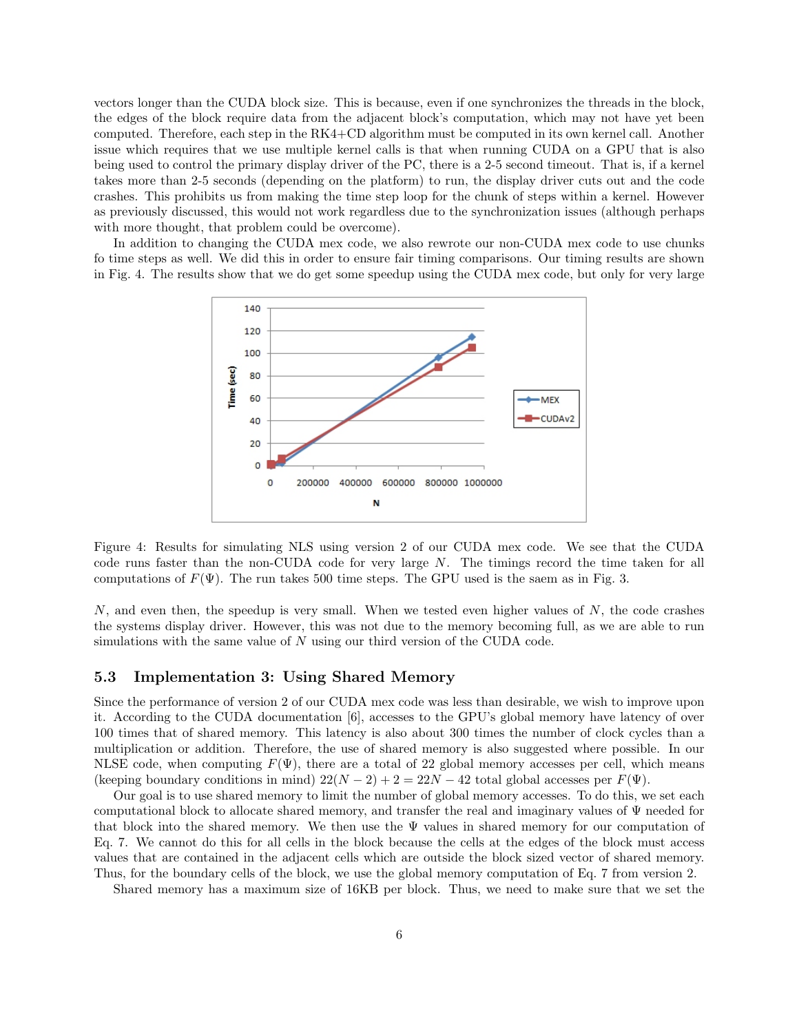vectors longer than the CUDA block size. This is because, even if one synchronizes the threads in the block, the edges of the block require data from the adjacent block's computation, which may not have yet been computed. Therefore, each step in the RK4+CD algorithm must be computed in its own kernel call. Another issue which requires that we use multiple kernel calls is that when running CUDA on a GPU that is also being used to control the primary display driver of the PC, there is a 2-5 second timeout. That is, if a kernel takes more than 2-5 seconds (depending on the platform) to run, the display driver cuts out and the code crashes. This prohibits us from making the time step loop for the chunk of steps within a kernel. However as previously discussed, this would not work regardless due to the synchronization issues (although perhaps with more thought, that problem could be overcome).

In addition to changing the CUDA mex code, we also rewrote our non-CUDA mex code to use chunks fo time steps as well. We did this in order to ensure fair timing comparisons. Our timing results are shown in Fig. 4. The results show that we do get some speedup using the CUDA mex code, but only for very large

Figure 4: Results for simulating NLS using version 2 of our CUDA mex code. We see that the CUDA code runs faster than the non-CUDA code for very large $N$. The timings record the time taken for all computations of $F(\Psi)$. The run takes 500 time steps. The GPU used is the saem as in Fig. 3.

$N$, and even then, the speedup is very small. When we tested even higher values of $N$, the code crashes the systems display driver. However, this was not due to the memory becoming full, as we are able to run simulations with the same value of $N$ using our third version of the CUDA code.

### 5.3 Implementation 3: Using Shared Memory

Since the performance of version 2 of our CUDA mex code was less than desirable, we wish to improve upon it. According to the CUDA documentation [6], accesses to the GPU's global memory have latency of over 100 times that of shared memory. This latency is also about 300 times the number of clock cycles than a multiplication or addition. Therefore, the use of shared memory is also suggested where possible. In our NLSE code, when computing $F(\Psi)$, there are a total of 22 global memory accesses per cell, which means (keeping boundary conditions in mind) $22(N-2)+2 = 22N-42$ total global accesses per $F(\Psi)$.

Our goal is to use shared memory to limit the number of global memory accesses. To do this, we set each computational block to allocate shared memory, and transfer the real and imaginary values of $\Psi$ needed for that block into the shared memory. We then use the $\Psi$ values in shared memory for our computation of Eq. 7. We cannot do this for all cells in the block because the cells at the edges of the block must access values that are contained in the adjacent cells which are outside the block sized vector of shared memory. Thus, for the boundary cells of the block, we use the global memory computation of Eq. 7 from version 2.

Shared memory has a maximum size of 16KB per block. Thus, we need to make sure that we set the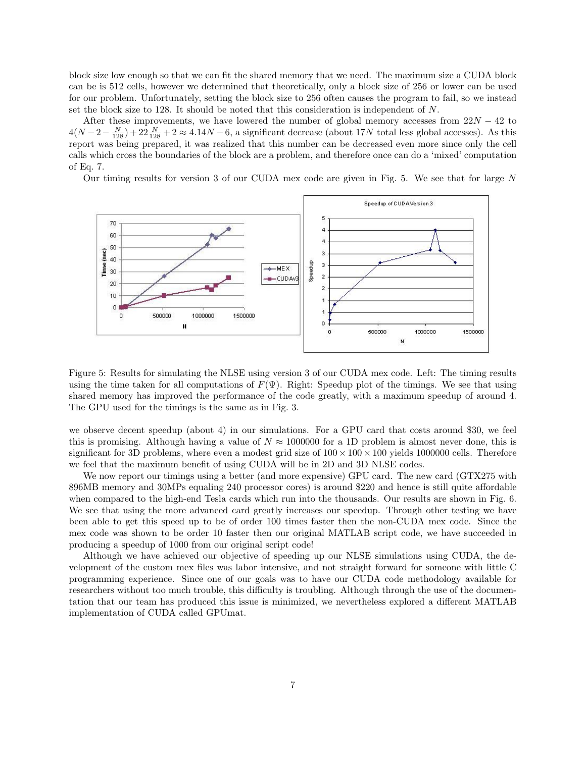block size low enough so that we can fit the shared memory that we need. The maximum size a CUDA block can be is 512 cells, however we determined that theoretically, only a block size of 256 or lower can be used for our problem. Unfortunately, setting the block size to 256 often causes the program to fail, so we instead set the block size to 128. It should be noted that this consideration is independent of $N$.

After these improvements, we have lowered the number of global memory accesses from $22N - 42$ to $4(N - 2 - \frac{N}{128}) + 22\frac{N}{128} + 2 \approx 4.14N - 6$, a significant decrease (about $17N$ total less global accesses). As this report was being prepared, it was realized that this number can be decreased even more since only the cell calls which cross the boundaries of the block are a problem, and therefore once can do a 'mixed' computation of Eq. 7.

Our timing results for version 3 of our CUDA mex code are given in Fig. 5. We see that for large $N$

Figure 5: Results for simulating the NLSE using version 3 of our CUDA mex code. Left: The timing results using the time taken for all computations of $F(\Psi)$. Right: Speedup plot of the timings. We see that using shared memory has improved the performance of the code greatly, with a maximum speedup of around 4. The GPU used for the timings is the same as in Fig. 3.

we observe decent speedup (about 4) in our simulations. For a GPU card that costs around \$30, we feel this is promising. Although having a value of $N \approx 1000000$ for a 1D problem is almost never done, this is significant for 3D problems, where even a modest grid size of $100 \times 100 \times 100$ yields 1000000 cells. Therefore we feel that the maximum benefit of using CUDA will be in 2D and 3D NLSE codes.

We now report our timings using a better (and more expensive) GPU card. The new card (GTX275 with 896MB memory and 30MPs equaling 240 processor cores) is around \$220 and hence is still quite affordable when compared to the high-end Tesla cards which run into the thousands. Our results are shown in Fig. 6. We see that using the more advanced card greatly increases our speedup. Through other testing we have been able to get this speed up to be of order 100 times faster then the non-CUDA mex code. Since the mex code was shown to be order 10 faster then our original MATLAB script code, we have succeeded in producing a speedup of 1000 from our original script code!

Although we have achieved our objective of speeding up our NLSE simulations using CUDA, the development of the custom mex files was labor intensive, and not straight forward for someone with little C programming experience. Since one of our goals was to have our CUDA code methodology available for researchers without too much trouble, this difficulty is troubling. Although through the use of the documentation that our team has produced this issue is minimized, we nevertheless explored a different MATLAB implementation of CUDA called GPUmat.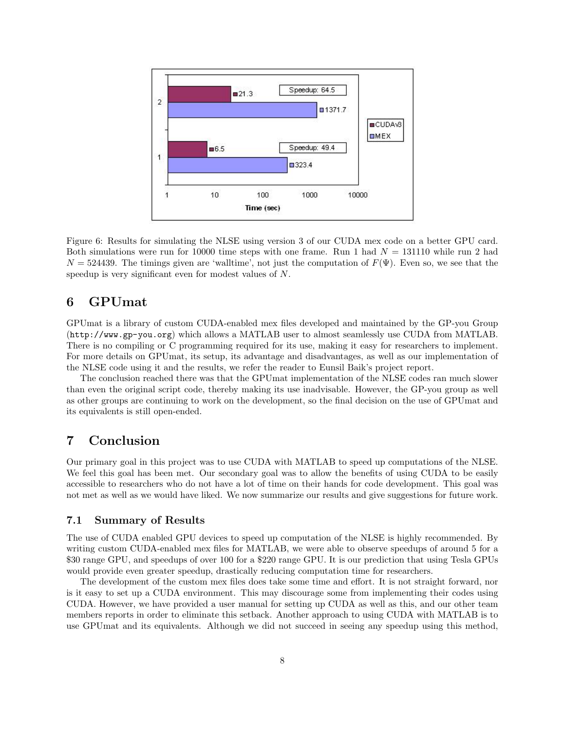Figure 6: Results for simulating the NLSE using version 3 of our CUDA mex code on a better GPU card. Both simulations were run for 10000 time steps with one frame. Run 1 had $N = 131110$ while run 2 had $N = 524439$. The timings given are 'walltime', not just the computation of $F(\Psi)$. Even so, we see that the speedup is very significant even for modest values of $N$.

# 6 GPUmat

GPUmat is a library of custom CUDA-enabled mex files developed and maintained by the GP-you Group (http://www.gp-you.org) which allows a MATLAB user to almost seamlessly use CUDA from MATLAB. There is no compiling or C programming required for its use, making it easy for researchers to implement. For more details on GPUmat, its setup, its advantage and disadvantages, as well as our implementation of the NLSE code using it and the results, we refer the reader to Eunsil Baik's project report.

The conclusion reached there was that the GPUmat implementation of the NLSE codes ran much slower than even the original script code, thereby making its use inadvisable. However, the GP-you group as well as other groups are continuing to work on the development, so the final decision on the use of GPUmat and its equivalents is still open-ended.

# 7 Conclusion

Our primary goal in this project was to use CUDA with MATLAB to speed up computations of the NLSE. We feel this goal has been met. Our secondary goal was to allow the benefits of using CUDA to be easily accessible to researchers who do not have a lot of time on their hands for code development. This goal was not met as well as we would have liked. We now summarize our results and give suggestions for future work.

## 7.1 Summary of Results

The use of CUDA enabled GPU devices to speed up computation of the NLSE is highly recommended. By writing custom CUDA-enabled mex files for MATLAB, we were able to observe speedups of around 5 for a $30 range GPU, and speedups of over 100 for a $220 range GPU. It is our prediction that using Tesla GPUs would provide even greater speedup, drastically reducing computation time for researchers.

The development of the custom mex files does take some time and effort. It is not straight forward, nor is it easy to set up a CUDA environment. This may discourage some from implementing their codes using CUDA. However, we have provided a user manual for setting up CUDA as well as this, and our other team members reports in order to eliminate this setback. Another approach to using CUDA with MATLAB is to use GPUmat and its equivalents. Although we did not succeed in seeing any speedup using this method,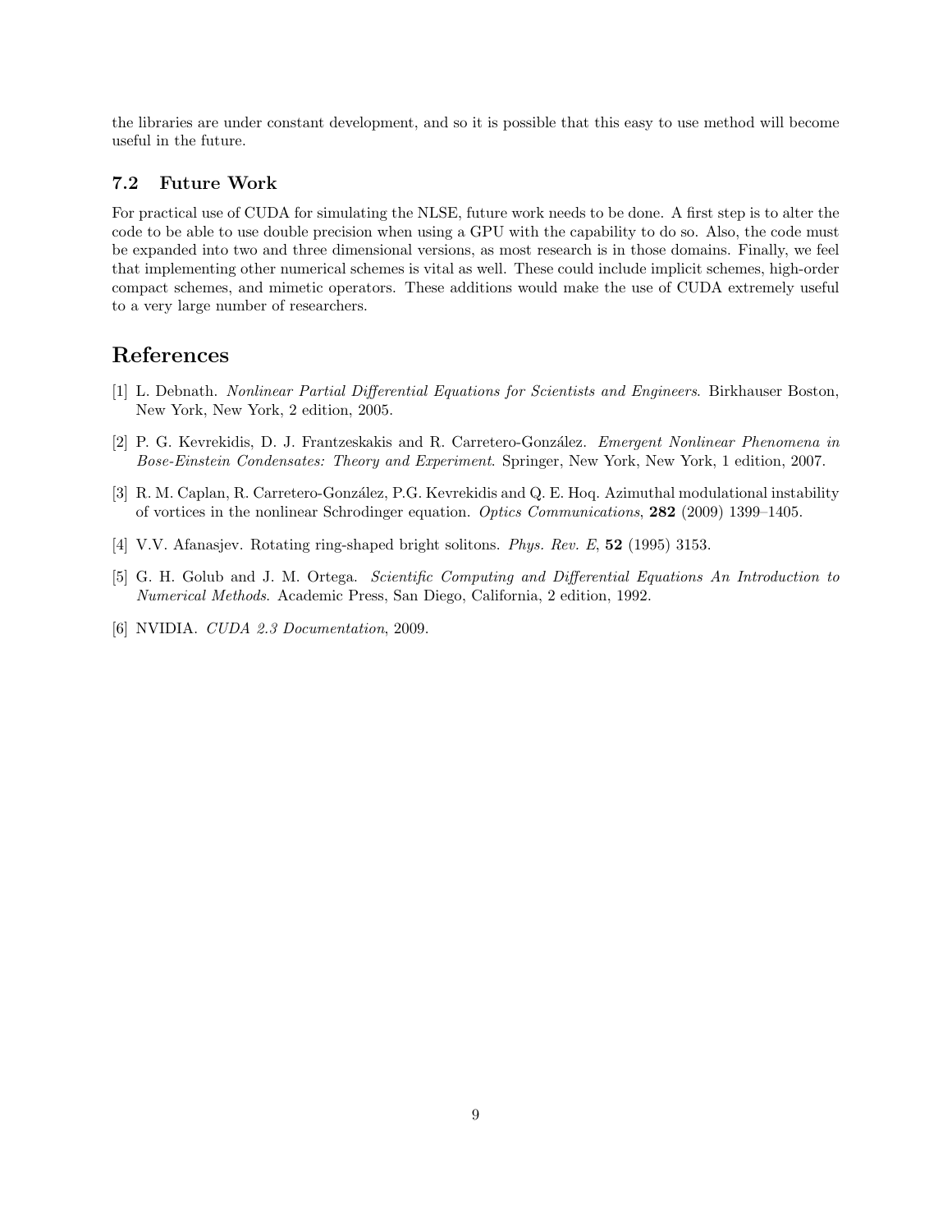the libraries are under constant development, and so it is possible that this easy to use method will become useful in the future.

### 7.2 Future Work

For practical use of CUDA for simulating the NLSE, future work needs to be done. A first step is to alter the code to be able to use double precision when using a GPU with the capability to do so. Also, the code must be expanded into two and three dimensional versions, as most research is in those domains. Finally, we feel that implementing other numerical schemes is vital as well. These could include implicit schemes, high-order compact schemes, and mimetic operators. These additions would make the use of CUDA extremely useful to a very large number of researchers.

## References

[1] L. Debnath. *Nonlinear Partial Differential Equations for Scientists and Engineers*. Birkhauser Boston, New York, New York, 2 edition, 2005.

[2] P. G. Kevrekidis, D. J. Frantzeskakis and R. Carretero-González. *Emergent Nonlinear Phenomena in Bose-Einstein Condensates: Theory and Experiment*. Springer, New York, New York, 1 edition, 2007.

[3] R. M. Caplan, R. Carretero-González, P.G. Kevrekidis and Q. E. Hoq. Azimuthal modulational instability of vortices in the nonlinear Schrodinger equation. *Optics Communications*, **282** (2009) 1399–1405.

[4] V.V. Afanasjev. Rotating ring-shaped bright solitons. *Phys. Rev. E*, **52** (1995) 3153.

[5] G. H. Golub and J. M. Ortega. *Scientific Computing and Differential Equations An Introduction to Numerical Methods*. Academic Press, San Diego, California, 2 edition, 1992.

[6] NVIDIA. *CUDA 2.3 Documentation*, 2009.